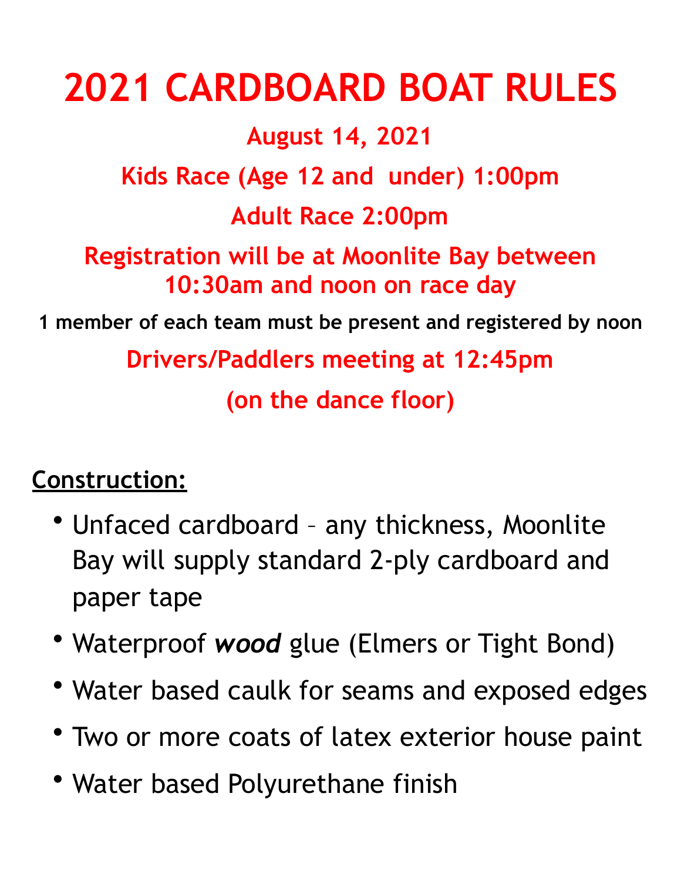# 2021 CARDBOARD BOAT RULES

**August 14, 2021**

**Kids Race (Age 12 and under) 1:00pm**

**Adult Race 2:00pm**

**Registration will be at Moonlite Bay between 10:30am and noon on race day**

**1 member of each team must be present and registered by noon**

**Drivers/Paddlers meeting at 12:45pm**

**(on the dance floor)**

## Construction:

- Unfaced cardboard – any thickness, Moonlite Bay will supply standard 2-ply cardboard and paper tape
- Waterproof ***wood*** glue (Elmers or Tight Bond)
- Water based caulk for seams and exposed edges
- Two or more coats of latex exterior house paint
- Water based Polyurethane finish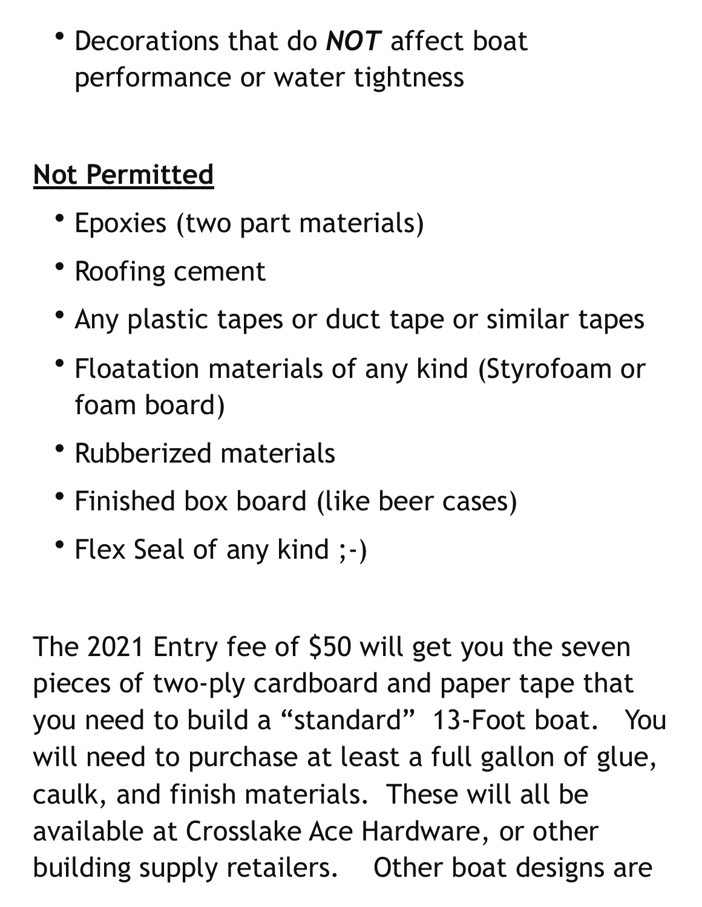- Decorations that do ***NOT*** affect boat performance or water tightness

<u>**Not Permitted**</u>

- Epoxies (two part materials)
- Roofing cement
- Any plastic tapes or duct tape or similar tapes
- Floatation materials of any kind (Styrofoam or foam board)
- Rubberized materials
- Finished box board (like beer cases)
- Flex Seal of any kind ;-)

The 2021 Entry fee of $50 will get you the seven pieces of two-ply cardboard and paper tape that you need to build a "standard" 13-Foot boat. You will need to purchase at least a full gallon of glue, caulk, and finish materials. These will all be available at Crosslake Ace Hardware, or other building supply retailers. Other boat designs are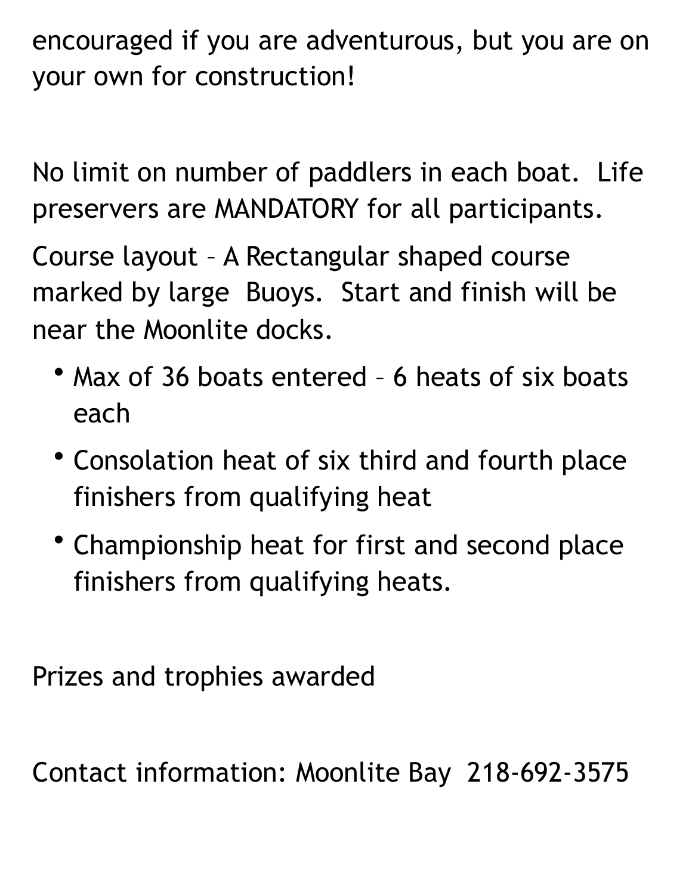encouraged if you are adventurous, but you are on your own for construction!

No limit on number of paddlers in each boat.  Life preservers are MANDATORY for all participants.

Course layout – A Rectangular shaped course marked by large  Buoys.  Start and finish will be near the Moonlite docks.

- Max of 36 boats entered – 6 heats of six boats each
- Consolation heat of six third and fourth place finishers from qualifying heat
- Championship heat for first and second place finishers from qualifying heats.

Prizes and trophies awarded

Contact information: Moonlite Bay  218-692-3575